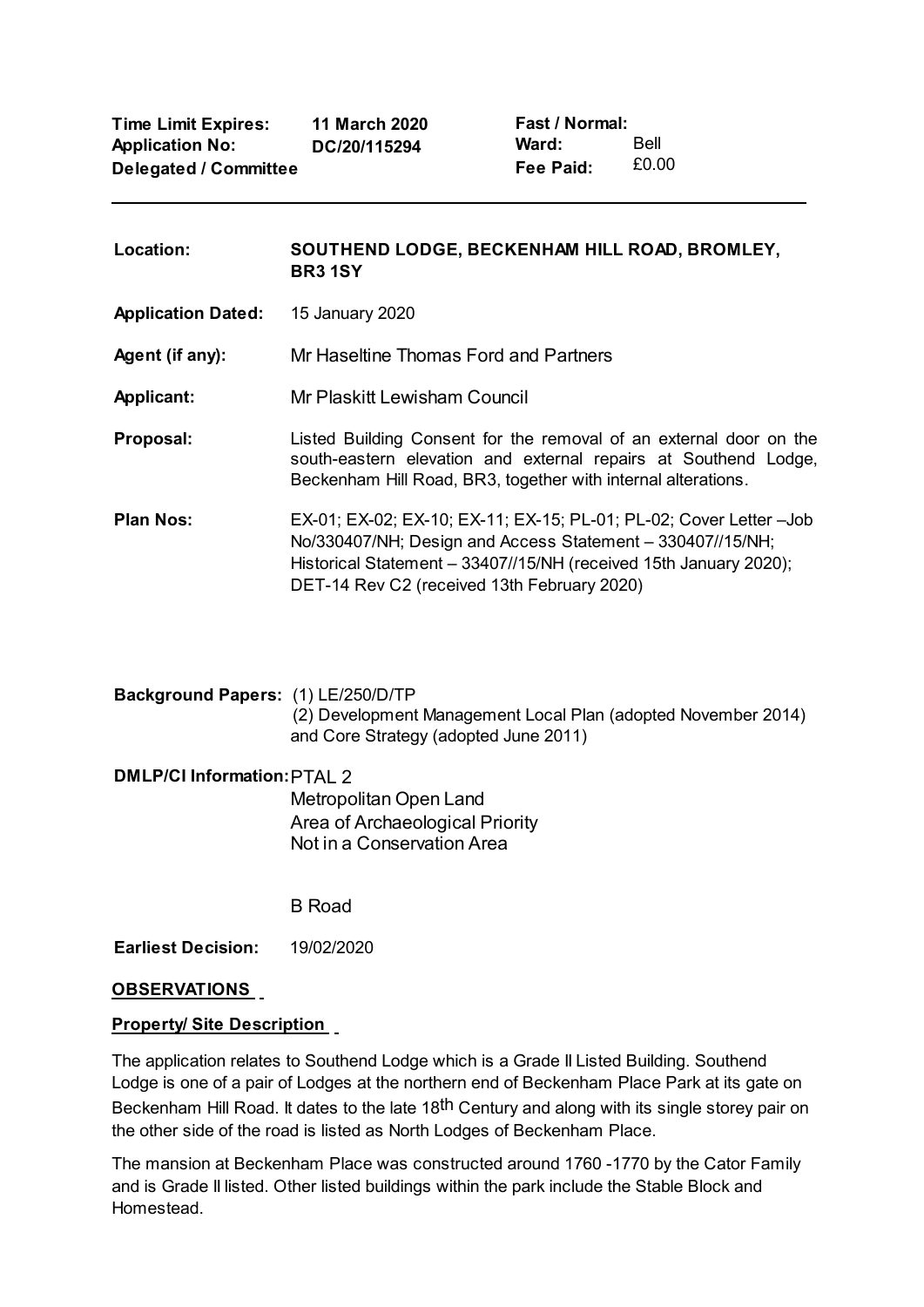| | | | |
|---|---|---|---|
| **Time Limit Expires:** | **11 March 2020** | **Fast / Normal:** | |
| **Application No:** | **DC/20/115294** | **Ward:** | Bell |
| **Delegated / Committee** | | **Fee Paid:** | £0.00 |

---

| | |
|---|---|
| **Location:** | **SOUTHEND LODGE, BECKENHAM HILL ROAD, BROMLEY, BR3 1SY** |
| **Application Dated:** | 15 January 2020 |
| **Agent (if any):** | Mr Haseltine Thomas Ford and Partners |
| **Applicant:** | Mr Plaskitt Lewisham Council |
| **Proposal:** | Listed Building Consent for the removal of an external door on the south-eastern elevation and external repairs at Southend Lodge, Beckenham Hill Road, BR3, together with internal alterations. |
| **Plan Nos:** | EX-01; EX-02; EX-10; EX-11; EX-15; PL-01; PL-02; Cover Letter –Job No/330407/NH; Design and Access Statement – 330407//15/NH; Historical Statement – 33407//15/NH (received 15th January 2020); DET-14 Rev C2 (received 13th February 2020) |
| **Background Papers:** | (1) LE/250/D/TP<br>(2) Development Management Local Plan (adopted November 2014) and Core Strategy (adopted June 2011) |
| **DMLP/CI Information:** | PTAL 2<br>Metropolitan Open Land<br>Area of Archaeological Priority<br>Not in a Conservation Area<br><br>B Road |
| **Earliest Decision:** | 19/02/2020 |

## OBSERVATIONS

### Property/ Site Description

The application relates to Southend Lodge which is a Grade II Listed Building. Southend Lodge is one of a pair of Lodges at the northern end of Beckenham Place Park at its gate on Beckenham Hill Road. It dates to the late 18th Century and along with its single storey pair on the other side of the road is listed as North Lodges of Beckenham Place.

The mansion at Beckenham Place was constructed around 1760 -1770 by the Cator Family and is Grade II listed. Other listed buildings within the park include the Stable Block and Homestead.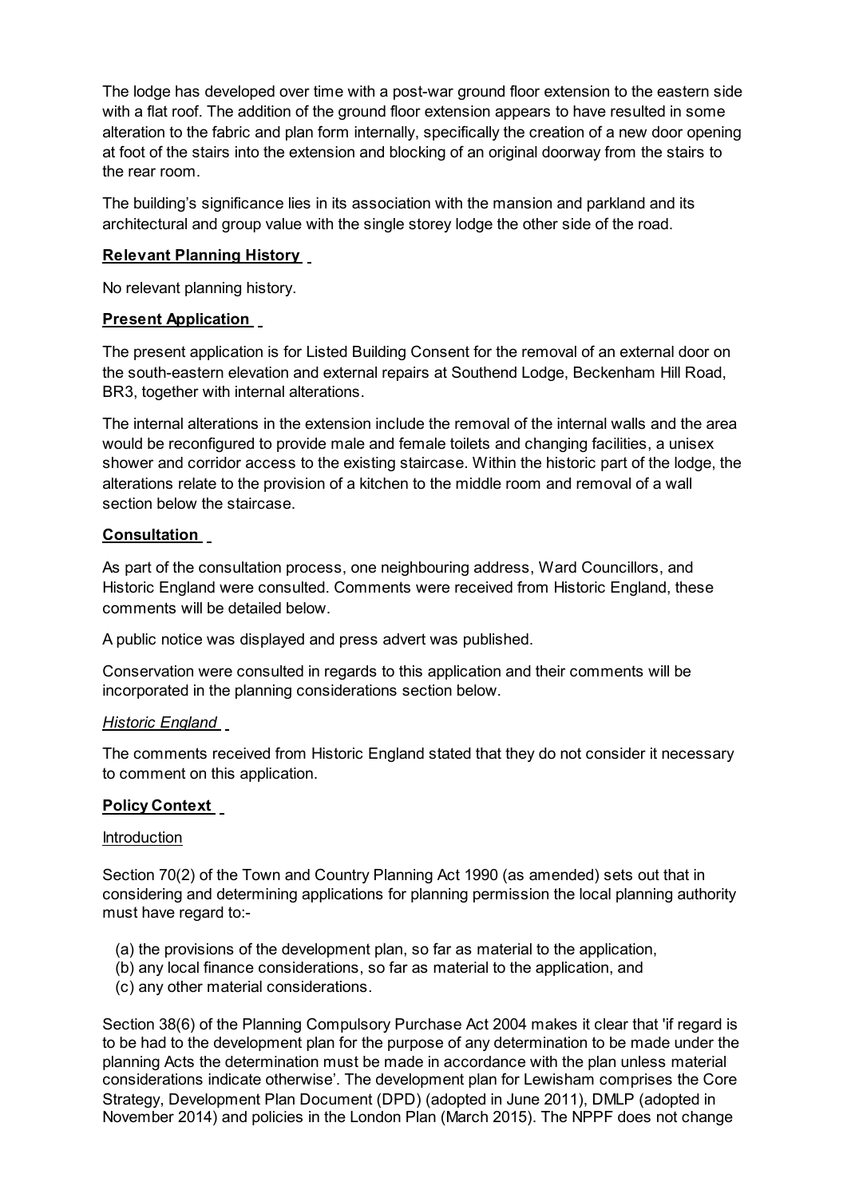The lodge has developed over time with a post-war ground floor extension to the eastern side with a flat roof. The addition of the ground floor extension appears to have resulted in some alteration to the fabric and plan form internally, specifically the creation of a new door opening at foot of the stairs into the extension and blocking of an original doorway from the stairs to the rear room.

The building's significance lies in its association with the mansion and parkland and its architectural and group value with the single storey lodge the other side of the road.

**Relevant Planning History**

No relevant planning history.

**Present Application**

The present application is for Listed Building Consent for the removal of an external door on the south-eastern elevation and external repairs at Southend Lodge, Beckenham Hill Road, BR3, together with internal alterations.

The internal alterations in the extension include the removal of the internal walls and the area would be reconfigured to provide male and female toilets and changing facilities, a unisex shower and corridor access to the existing staircase. Within the historic part of the lodge, the alterations relate to the provision of a kitchen to the middle room and removal of a wall section below the staircase.

**Consultation**

As part of the consultation process, one neighbouring address, Ward Councillors, and Historic England were consulted. Comments were received from Historic England, these comments will be detailed below.

A public notice was displayed and press advert was published.

Conservation were consulted in regards to this application and their comments will be incorporated in the planning considerations section below.

*Historic England*

The comments received from Historic England stated that they do not consider it necessary to comment on this application.

**Policy Context**

Introduction

Section 70(2) of the Town and Country Planning Act 1990 (as amended) sets out that in considering and determining applications for planning permission the local planning authority must have regard to:-

(a) the provisions of the development plan, so far as material to the application,
(b) any local finance considerations, so far as material to the application, and
(c) any other material considerations.

Section 38(6) of the Planning Compulsory Purchase Act 2004 makes it clear that 'if regard is to be had to the development plan for the purpose of any determination to be made under the planning Acts the determination must be made in accordance with the plan unless material considerations indicate otherwise'. The development plan for Lewisham comprises the Core Strategy, Development Plan Document (DPD) (adopted in June 2011), DMLP (adopted in November 2014) and policies in the London Plan (March 2015). The NPPF does not change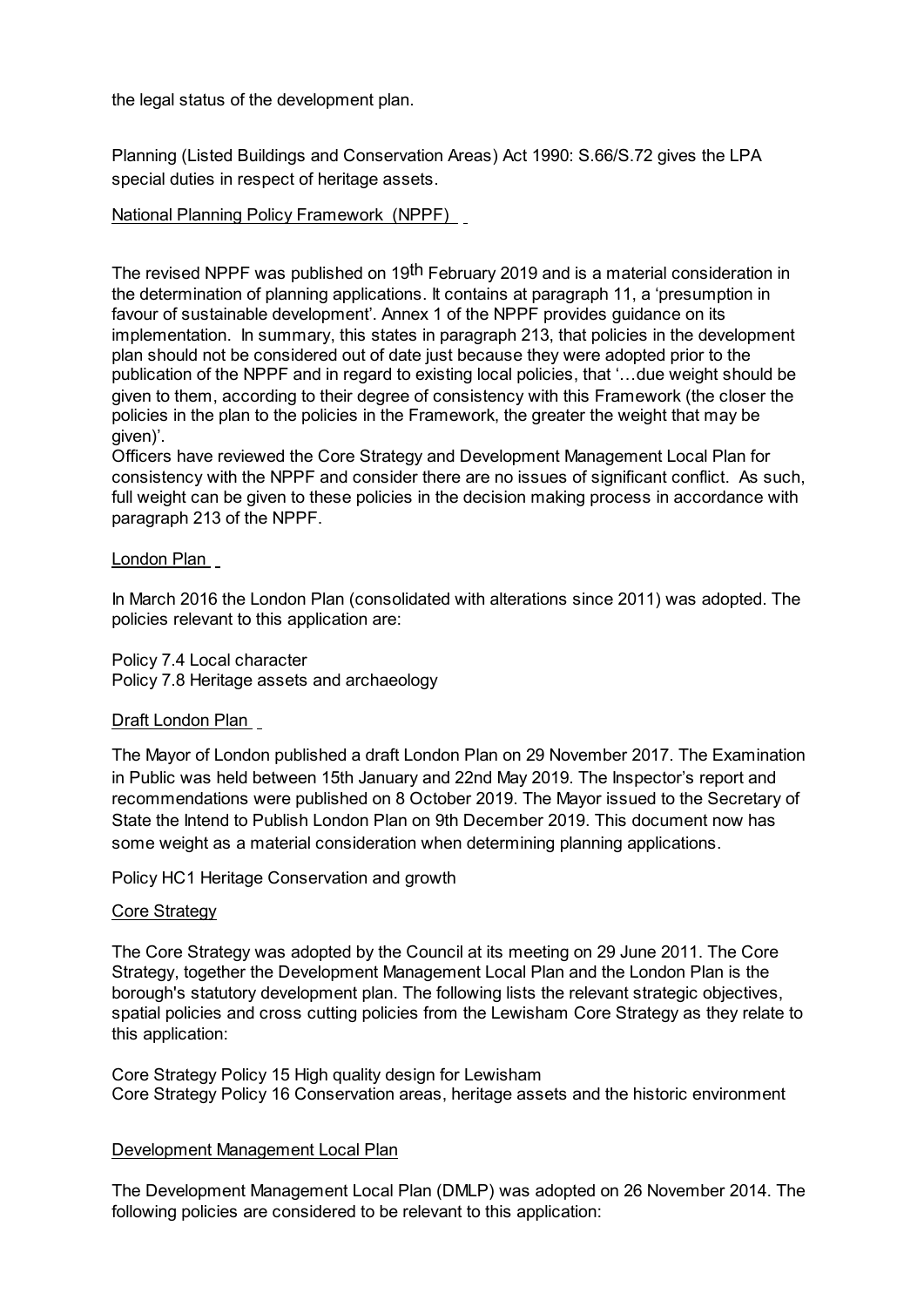the legal status of the development plan.

Planning (Listed Buildings and Conservation Areas) Act 1990: S.66/S.72 gives the LPA special duties in respect of heritage assets.

National Planning Policy Framework (NPPF)

The revised NPPF was published on 19th February 2019 and is a material consideration in the determination of planning applications. It contains at paragraph 11, a 'presumption in favour of sustainable development'. Annex 1 of the NPPF provides guidance on its implementation. In summary, this states in paragraph 213, that policies in the development plan should not be considered out of date just because they were adopted prior to the publication of the NPPF and in regard to existing local policies, that '…due weight should be given to them, according to their degree of consistency with this Framework (the closer the policies in the plan to the policies in the Framework, the greater the weight that may be given)'.
Officers have reviewed the Core Strategy and Development Management Local Plan for consistency with the NPPF and consider there are no issues of significant conflict. As such, full weight can be given to these policies in the decision making process in accordance with paragraph 213 of the NPPF.

London Plan

In March 2016 the London Plan (consolidated with alterations since 2011) was adopted. The policies relevant to this application are:

Policy 7.4 Local character
Policy 7.8 Heritage assets and archaeology

Draft London Plan

The Mayor of London published a draft London Plan on 29 November 2017. The Examination in Public was held between 15th January and 22nd May 2019. The Inspector's report and recommendations were published on 8 October 2019. The Mayor issued to the Secretary of State the Intend to Publish London Plan on 9th December 2019. This document now has some weight as a material consideration when determining planning applications.

Policy HC1 Heritage Conservation and growth

Core Strategy

The Core Strategy was adopted by the Council at its meeting on 29 June 2011. The Core Strategy, together the Development Management Local Plan and the London Plan is the borough's statutory development plan. The following lists the relevant strategic objectives, spatial policies and cross cutting policies from the Lewisham Core Strategy as they relate to this application:

Core Strategy Policy 15 High quality design for Lewisham
Core Strategy Policy 16 Conservation areas, heritage assets and the historic environment

Development Management Local Plan

The Development Management Local Plan (DMLP) was adopted on 26 November 2014. The following policies are considered to be relevant to this application: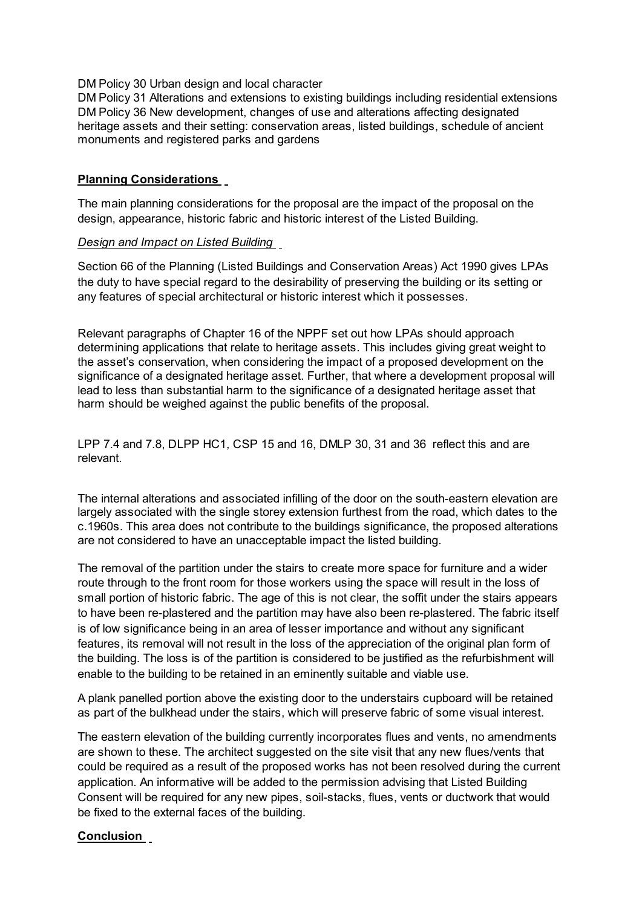DM Policy 30 Urban design and local character
DM Policy 31 Alterations and extensions to existing buildings including residential extensions
DM Policy 36 New development, changes of use and alterations affecting designated heritage assets and their setting: conservation areas, listed buildings, schedule of ancient monuments and registered parks and gardens

## Planning Considerations

The main planning considerations for the proposal are the impact of the proposal on the design, appearance, historic fabric and historic interest of the Listed Building.

### *Design and Impact on Listed Building*

Section 66 of the Planning (Listed Buildings and Conservation Areas) Act 1990 gives LPAs the duty to have special regard to the desirability of preserving the building or its setting or any features of special architectural or historic interest which it possesses.

Relevant paragraphs of Chapter 16 of the NPPF set out how LPAs should approach determining applications that relate to heritage assets. This includes giving great weight to the asset's conservation, when considering the impact of a proposed development on the significance of a designated heritage asset. Further, that where a development proposal will lead to less than substantial harm to the significance of a designated heritage asset that harm should be weighed against the public benefits of the proposal.

LPP 7.4 and 7.8, DLPP HC1, CSP 15 and 16, DMLP 30, 31 and 36 reflect this and are relevant.

The internal alterations and associated infilling of the door on the south-eastern elevation are largely associated with the single storey extension furthest from the road, which dates to the c.1960s. This area does not contribute to the buildings significance, the proposed alterations are not considered to have an unacceptable impact the listed building.

The removal of the partition under the stairs to create more space for furniture and a wider route through to the front room for those workers using the space will result in the loss of small portion of historic fabric. The age of this is not clear, the soffit under the stairs appears to have been re-plastered and the partition may have also been re-plastered. The fabric itself is of low significance being in an area of lesser importance and without any significant features, its removal will not result in the loss of the appreciation of the original plan form of the building. The loss is of the partition is considered to be justified as the refurbishment will enable to the building to be retained in an eminently suitable and viable use.

A plank panelled portion above the existing door to the understairs cupboard will be retained as part of the bulkhead under the stairs, which will preserve fabric of some visual interest.

The eastern elevation of the building currently incorporates flues and vents, no amendments are shown to these. The architect suggested on the site visit that any new flues/vents that could be required as a result of the proposed works has not been resolved during the current application. An informative will be added to the permission advising that Listed Building Consent will be required for any new pipes, soil-stacks, flues, vents or ductwork that would be fixed to the external faces of the building.

## Conclusion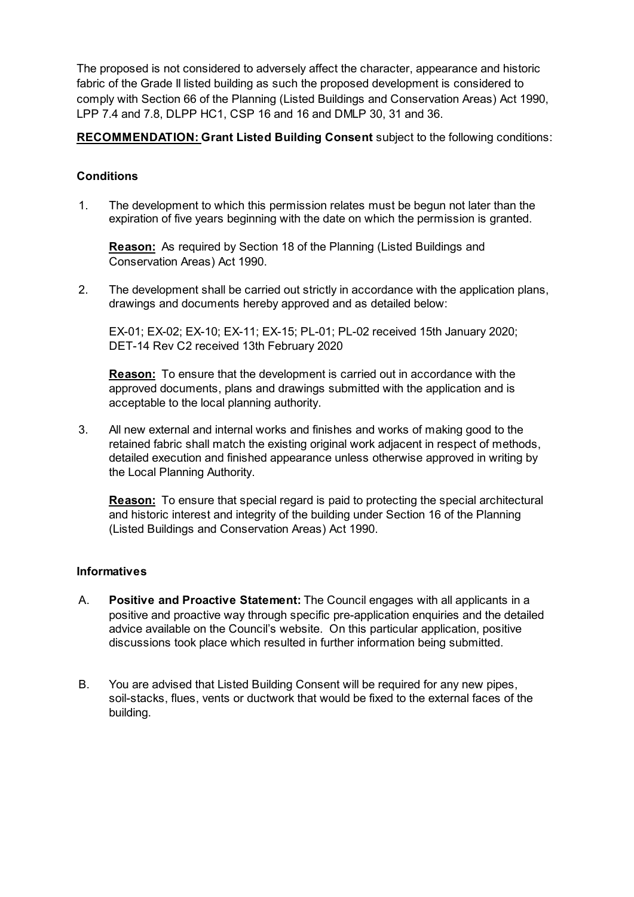The proposed is not considered to adversely affect the character, appearance and historic fabric of the Grade II listed building as such the proposed development is considered to comply with Section 66 of the Planning (Listed Buildings and Conservation Areas) Act 1990, LPP 7.4 and 7.8, DLPP HC1, CSP 16 and 16 and DMLP 30, 31 and 36.

**RECOMMENDATION: Grant Listed Building Consent** subject to the following conditions:

**Conditions**

1. The development to which this permission relates must be begun not later than the expiration of five years beginning with the date on which the permission is granted.

   **Reason:** As required by Section 18 of the Planning (Listed Buildings and Conservation Areas) Act 1990.

2. The development shall be carried out strictly in accordance with the application plans, drawings and documents hereby approved and as detailed below:

   EX-01; EX-02; EX-10; EX-11; EX-15; PL-01; PL-02 received 15th January 2020; DET-14 Rev C2 received 13th February 2020

   **Reason:** To ensure that the development is carried out in accordance with the approved documents, plans and drawings submitted with the application and is acceptable to the local planning authority.

3. All new external and internal works and finishes and works of making good to the retained fabric shall match the existing original work adjacent in respect of methods, detailed execution and finished appearance unless otherwise approved in writing by the Local Planning Authority.

   **Reason:** To ensure that special regard is paid to protecting the special architectural and historic interest and integrity of the building under Section 16 of the Planning (Listed Buildings and Conservation Areas) Act 1990.

**Informatives**

A. **Positive and Proactive Statement:** The Council engages with all applicants in a positive and proactive way through specific pre-application enquiries and the detailed advice available on the Council's website. On this particular application, positive discussions took place which resulted in further information being submitted.

B. You are advised that Listed Building Consent will be required for any new pipes, soil-stacks, flues, vents or ductwork that would be fixed to the external faces of the building.